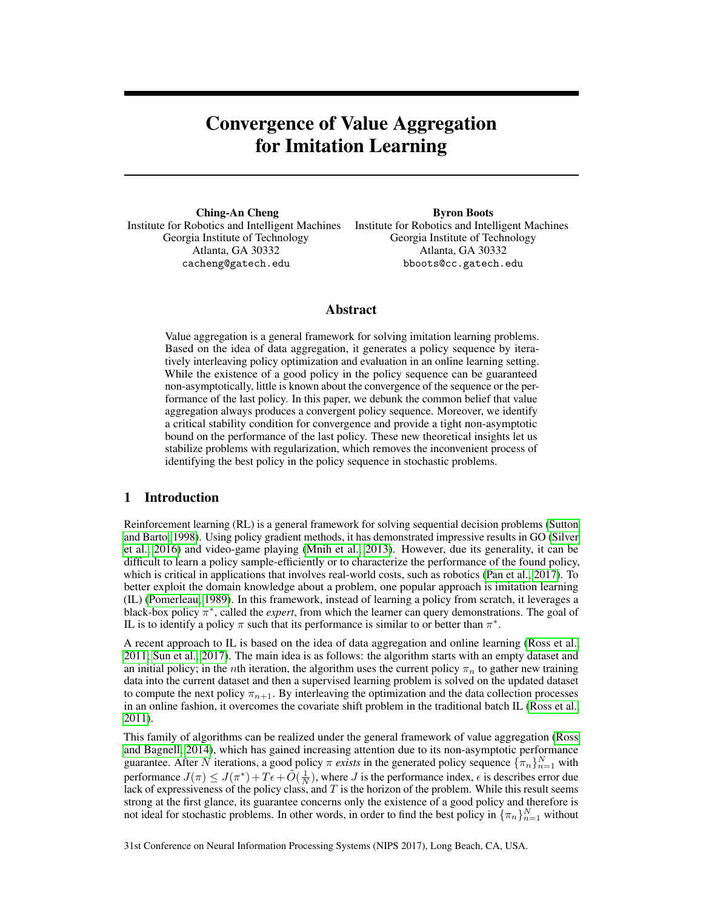# Convergence of Value Aggregation for Imitation Learning

**Ching-An Cheng**
Institute for Robotics and Intelligent Machines
Georgia Institute of Technology
Atlanta, GA 30332
cacheng@gatech.edu

**Byron Boots**
Institute for Robotics and Intelligent Machines
Georgia Institute of Technology
Atlanta, GA 30332
bboots@cc.gatech.edu

## Abstract

Value aggregation is a general framework for solving imitation learning problems. Based on the idea of data aggregation, it generates a policy sequence by iteratively interleaving policy optimization and evaluation in an online learning setting. While the existence of a good policy in the policy sequence can be guaranteed non-asymptotically, little is known about the convergence of the sequence or the performance of the last policy. In this paper, we debunk the common belief that value aggregation always produces a convergent policy sequence. Moreover, we identify a critical stability condition for convergence and provide a tight non-asymptotic bound on the performance of the last policy. These new theoretical insights let us stabilize problems with regularization, which removes the inconvenient process of identifying the best policy in the policy sequence in stochastic problems.

## 1 Introduction

Reinforcement learning (RL) is a general framework for solving sequential decision problems (Sutton and Barto, 1998). Using policy gradient methods, it has demonstrated impressive results in GO (Silver et al., 2016) and video-game playing (Mnih et al., 2013). However, due its generality, it can be difficult to learn a policy sample-efficiently or to characterize the performance of the found policy, which is critical in applications that involves real-world costs, such as robotics (Pan et al., 2017). To better exploit the domain knowledge about a problem, one popular approach is imitation learning (IL) (Pomerleau, 1989). In this framework, instead of learning a policy from scratch, it leverages a black-box policy $\pi^*$, called the *expert*, from which the learner can query demonstrations. The goal of IL is to identify a policy $\pi$ such that its performance is similar to or better than $\pi^*$.

A recent approach to IL is based on the idea of data aggregation and online learning (Ross et al., 2011; Sun et al., 2017). The main idea is as follows: the algorithm starts with an empty dataset and an initial policy; in the $n$th iteration, the algorithm uses the current policy $\pi_n$ to gather new training data into the current dataset and then a supervised learning problem is solved on the updated dataset to compute the next policy $\pi_{n+1}$. By interleaving the optimization and the data collection processes in an online fashion, it overcomes the covariate shift problem in the traditional batch IL (Ross et al., 2011).

This family of algorithms can be realized under the general framework of value aggregation (Ross and Bagnell, 2014), which has gained increasing attention due to its non-asymptotic performance guarantee. After $N$ iterations, a good policy $\pi$ *exists* in the generated policy sequence $\{\pi_n\}_{n=1}^N$ with performance $J(\pi) \leq J(\pi^*) + T\epsilon + \tilde{O}(\frac{1}{N})$, where $J$ is the performance index, $\epsilon$ is describes error due lack of expressiveness of the policy class, and $T$ is the horizon of the problem. While this result seems strong at the first glance, its guarantee concerns only the existence of a good policy and therefore is not ideal for stochastic problems. In other words, in order to find the best policy in $\{\pi_n\}_{n=1}^N$ without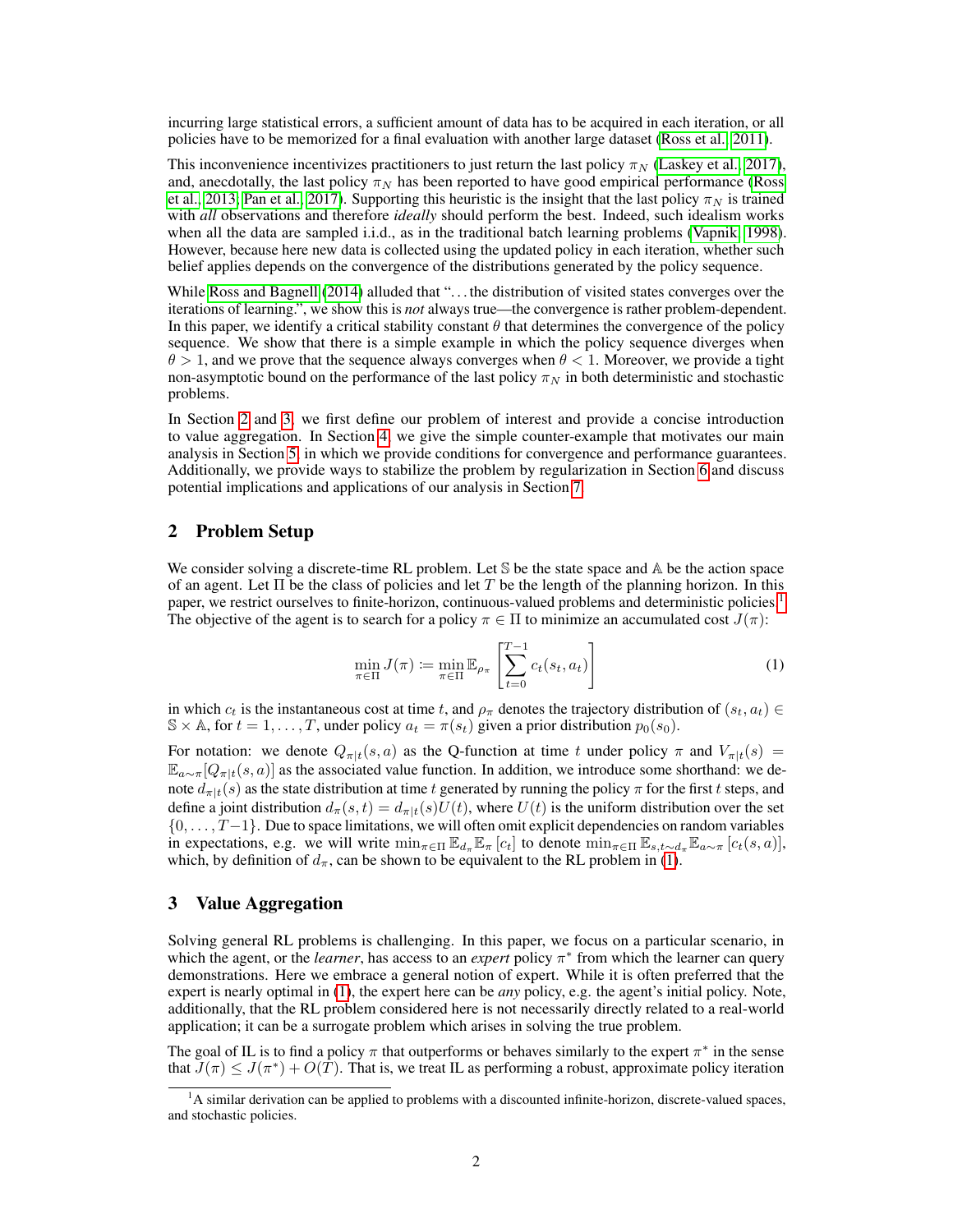incurring large statistical errors, a sufficient amount of data has to be acquired in each iteration, or all policies have to be memorized for a final evaluation with another large dataset (Ross et al., 2011).

This inconvenience incentivizes practitioners to just return the last policy $\pi_N$ (Laskey et al., 2017), and, anecdotally, the last policy $\pi_N$ has been reported to have good empirical performance (Ross et al., 2013; Pan et al., 2017). Supporting this heuristic is the insight that the last policy $\pi_N$ is trained with *all* observations and therefore *ideally* should perform the best. Indeed, such idealism works when all the data are sampled i.i.d., as in the traditional batch learning problems (Vapnik, 1998). However, because here new data is collected using the updated policy in each iteration, whether such belief applies depends on the convergence of the distributions generated by the policy sequence.

While Ross and Bagnell (2014) alluded that "...the distribution of visited states converges over the iterations of learning.", we show this is *not* always true—the convergence is rather problem-dependent. In this paper, we identify a critical stability constant $\theta$ that determines the convergence of the policy sequence. We show that there is a simple example in which the policy sequence diverges when $\theta > 1$, and we prove that the sequence always converges when $\theta < 1$. Moreover, we provide a tight non-asymptotic bound on the performance of the last policy $\pi_N$ in both deterministic and stochastic problems.

In Section 2 and 3, we first define our problem of interest and provide a concise introduction to value aggregation. In Section 4, we give the simple counter-example that motivates our main analysis in Section 5, in which we provide conditions for convergence and performance guarantees. Additionally, we provide ways to stabilize the problem by regularization in Section 6 and discuss potential implications and applications of our analysis in Section 7.

## 2 Problem Setup

We consider solving a discrete-time RL problem. Let $\mathbb{S}$ be the state space and $\mathbb{A}$ be the action space of an agent. Let $\Pi$ be the class of policies and let $T$ be the length of the planning horizon. In this paper, we restrict ourselves to finite-horizon, continuous-valued problems and deterministic policies.[1] The objective of the agent is to search for a policy $\pi \in \Pi$ to minimize an accumulated cost $J(\pi)$:

$$\min_{\pi \in \Pi} J(\pi) := \min_{\pi \in \Pi} \mathbb{E}_{\rho_\pi} \left[ \sum_{t=0}^{T-1} c_t(s_t, a_t) \right] \tag{1}$$

in which $c_t$ is the instantaneous cost at time $t$, and $\rho_\pi$ denotes the trajectory distribution of $(s_t, a_t) \in \mathbb{S} \times \mathbb{A}$, for $t = 1, \ldots, T$, under policy $a_t = \pi(s_t)$ given a prior distribution $p_0(s_0)$.

For notation: we denote $Q_{\pi|t}(s, a)$ as the Q-function at time $t$ under policy $\pi$ and $V_{\pi|t}(s) = \mathbb{E}_{a \sim \pi}[Q_{\pi|t}(s, a)]$ as the associated value function. In addition, we introduce some shorthand: we denote $d_{\pi|t}(s)$ as the state distribution at time $t$ generated by running the policy $\pi$ for the first $t$ steps, and define a joint distribution $d_\pi(s, t) = d_{\pi|t}(s)U(t)$, where $U(t)$ is the uniform distribution over the set $\{0, \ldots, T-1\}$. Due to space limitations, we will often omit explicit dependencies on random variables in expectations, e.g. we will write $\min_{\pi \in \Pi} \mathbb{E}_{d_\pi} \mathbb{E}_\pi [c_t]$ to denote $\min_{\pi \in \Pi} \mathbb{E}_{s,t \sim d_\pi} \mathbb{E}_{a \sim \pi} [c_t(s, a)]$, which, by definition of $d_\pi$, can be shown to be equivalent to the RL problem in (1).

## 3 Value Aggregation

Solving general RL problems is challenging. In this paper, we focus on a particular scenario, in which the agent, or the *learner*, has access to an *expert* policy $\pi^*$ from which the learner can query demonstrations. Here we embrace a general notion of expert. While it is often preferred that the expert is nearly optimal in (1), the expert here can be *any* policy, e.g. the agent's initial policy. Note, additionally, that the RL problem considered here is not necessarily directly related to a real-world application; it can be a surrogate problem which arises in solving the true problem.

The goal of IL is to find a policy $\pi$ that outperforms or behaves similarly to the expert $\pi^*$ in the sense that $J(\pi) \leq J(\pi^*) + O(T)$. That is, we treat IL as performing a robust, approximate policy iteration

[1] A similar derivation can be applied to problems with a discounted infinite-horizon, discrete-valued spaces, and stochastic policies.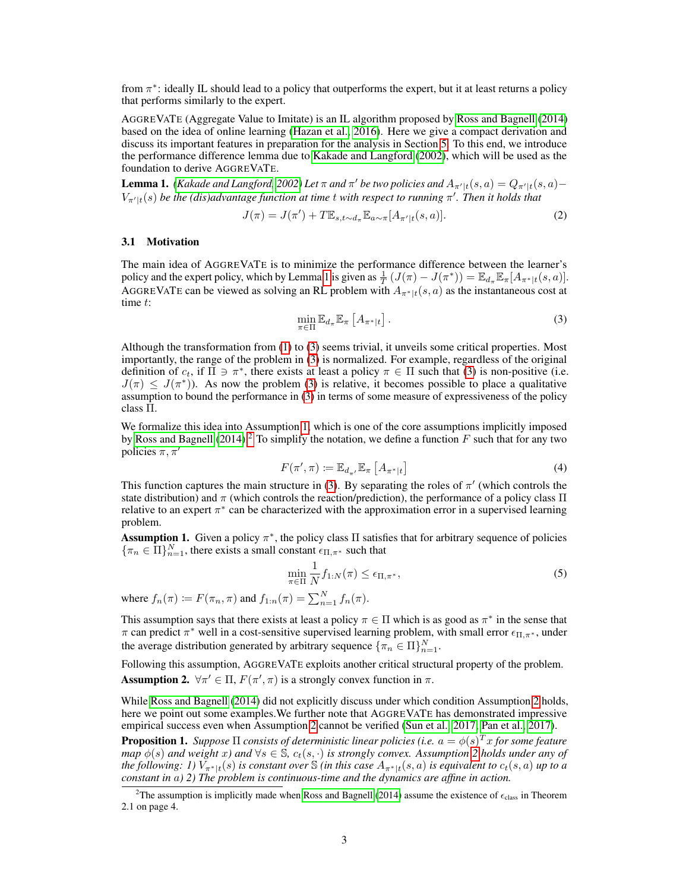from $\pi^*$: ideally IL should lead to a policy that outperforms the expert, but it at least returns a policy that performs similarly to the expert.

AGGREVATE (Aggregate Value to Imitate) is an IL algorithm proposed by Ross and Bagnell (2014) based on the idea of online learning (Hazan et al., 2016). Here we give a compact derivation and discuss its important features in preparation for the analysis in Section 5. To this end, we introduce the performance difference lemma due to Kakade and Langford (2002), which will be used as the foundation to derive AGGREVATE.

**Lemma 1.** *(Kakade and Langford, 2002) Let $\pi$ and $\pi'$ be two policies and $A_{\pi'|t}(s,a) = Q_{\pi'|t}(s,a) - V_{\pi'|t}(s)$ be the (dis)advantage function at time $t$ with respect to running $\pi'$. Then it holds that*

$$J(\pi) = J(\pi') + T\mathbb{E}_{s,t\sim d_\pi}\mathbb{E}_{a\sim\pi}[A_{\pi'|t}(s,a)]. \tag{2}$$

### 3.1 Motivation

The main idea of AGGREVATE is to minimize the performance difference between the learner's policy and the expert policy, which by Lemma 1 is given as $\frac{1}{T}(J(\pi) - J(\pi^*)) = \mathbb{E}_{d_\pi}\mathbb{E}_\pi[A_{\pi^*|t}(s,a)]$. AGGREVATE can be viewed as solving an RL problem with $A_{\pi^*|t}(s,a)$ as the instantaneous cost at time $t$:

$$\min_{\pi\in\Pi} \mathbb{E}_{d_\pi}\mathbb{E}_\pi\left[A_{\pi^*|t}\right]. \tag{3}$$

Although the transformation from (1) to (3) seems trivial, it unveils some critical properties. Most importantly, the range of the problem in (3) is normalized. For example, regardless of the original definition of $c_t$, if $\Pi \ni \pi^*$, there exists at least a policy $\pi \in \Pi$ such that (3) is non-positive (i.e. $J(\pi) \leq J(\pi^*)$). As now the problem (3) is relative, it becomes possible to place a qualitative assumption to bound the performance in (3) in terms of some measure of expressiveness of the policy class $\Pi$.

We formalize this idea into Assumption 1, which is one of the core assumptions implicitly imposed by Ross and Bagnell (2014).[2] To simplify the notation, we define a function $F$ such that for any two policies $\pi, \pi'$

$$F(\pi', \pi) \coloneqq \mathbb{E}_{d_{\pi'}}\mathbb{E}_\pi\left[A_{\pi^*|t}\right] \tag{4}$$

This function captures the main structure in (3). By separating the roles of $\pi'$ (which controls the state distribution) and $\pi$ (which controls the reaction/prediction), the performance of a policy class $\Pi$ relative to an expert $\pi^*$ can be characterized with the approximation error in a supervised learning problem.

**Assumption 1.** Given a policy $\pi^*$, the policy class $\Pi$ satisfies that for arbitrary sequence of policies $\{\pi_n \in \Pi\}_{n=1}^N$, there exists a small constant $\epsilon_{\Pi,\pi^*}$ such that

$$\min_{\pi\in\Pi} \frac{1}{N} f_{1:N}(\pi) \leq \epsilon_{\Pi,\pi^*}, \tag{5}$$

where $f_n(\pi) \coloneqq F(\pi_n, \pi)$ and $f_{1:n}(\pi) = \sum_{n=1}^N f_n(\pi)$.

This assumption says that there exists at least a policy $\pi \in \Pi$ which is as good as $\pi^*$ in the sense that $\pi$ can predict $\pi^*$ well in a cost-sensitive supervised learning problem, with small error $\epsilon_{\Pi,\pi^*}$, under the average distribution generated by arbitrary sequence $\{\pi_n \in \Pi\}_{n=1}^N$.

Following this assumption, AGGREVATE exploits another critical structural property of the problem.

**Assumption 2.** $\forall \pi' \in \Pi$, $F(\pi', \pi)$ is a strongly convex function in $\pi$.

While Ross and Bagnell (2014) did not explicitly discuss under which condition Assumption 2 holds, here we point out some examples.We further note that AGGREVATE has demonstrated impressive empirical success even when Assumption 2 cannot be verified (Sun et al., 2017; Pan et al., 2017).

**Proposition 1.** *Suppose $\Pi$ consists of deterministic linear policies (i.e. $a = \phi(s)^T x$ for some feature map $\phi(s)$ and weight $x$) and $\forall s \in \mathbb{S}$, $c_t(s, \cdot)$ is strongly convex. Assumption 2 holds under any of the following: 1) $V_{\pi^*|t}(s)$ is constant over $\mathbb{S}$ (in this case $A_{\pi^*|t}(s,a)$ is equivalent to $c_t(s,a)$ up to a constant in $a$) 2) The problem is continuous-time and the dynamics are affine in action.*

[2] The assumption is implicitly made when Ross and Bagnell (2014) assume the existence of $\epsilon_{\text{class}}$ in Theorem 2.1 on page 4.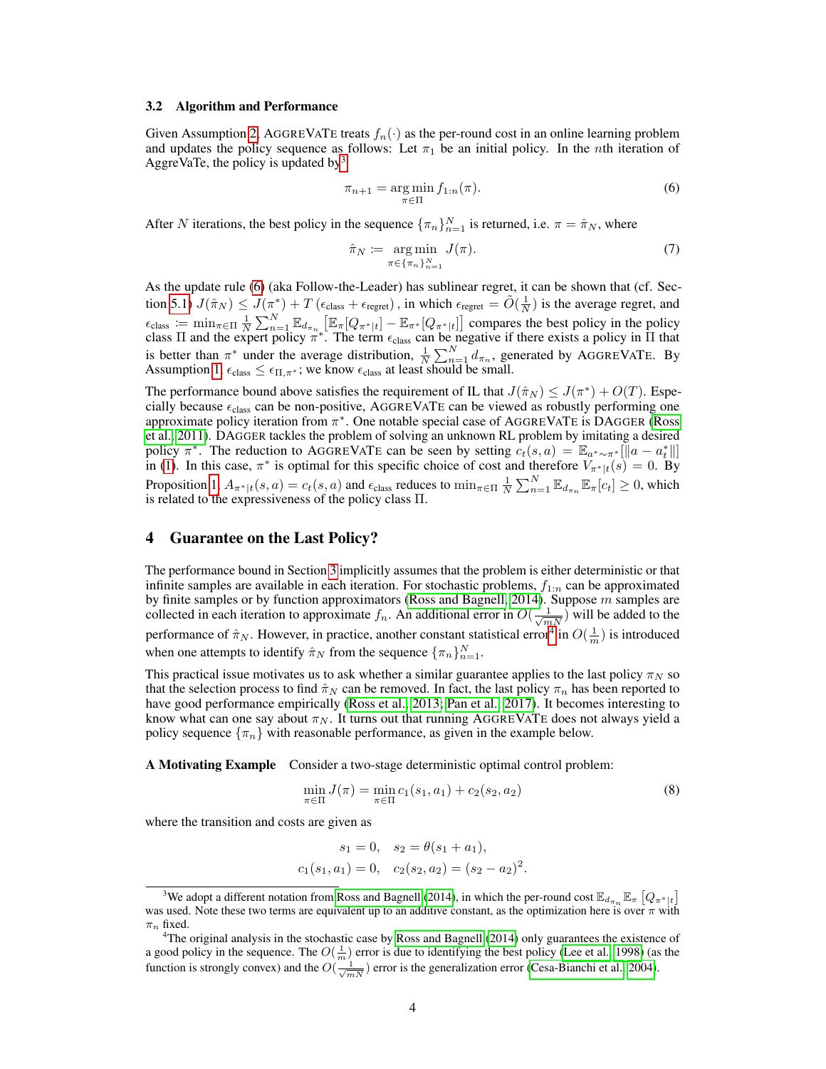### 3.2 Algorithm and Performance

Given Assumption 2, AGGREVATE treats $f_n(\cdot)$ as the per-round cost in an online learning problem and updates the policy sequence as follows: Let $\pi_1$ be an initial policy. In the $n$th iteration of AggreVaTe, the policy is updated by[3]

$$\pi_{n+1} = \arg\min_{\pi \in \Pi} f_{1:n}(\pi). \tag{6}$$

After $N$ iterations, the best policy in the sequence $\{\pi_n\}_{n=1}^N$ is returned, i.e. $\pi = \hat{\pi}_N$, where

$$\hat{\pi}_N := \arg\min_{\pi \in \{\pi_n\}_{n=1}^N} J(\pi). \tag{7}$$

As the update rule (6) (aka Follow-the-Leader) has sublinear regret, it can be shown that (cf. Section 5.1) $J(\hat{\pi}_N) \leq J(\pi^*) + T\left(\epsilon_{\text{class}} + \epsilon_{\text{regret}}\right)$, in which $\epsilon_{\text{regret}} = \tilde{O}(\frac{1}{N})$ is the average regret, and $\epsilon_{\text{class}} := \min_{\pi \in \Pi} \frac{1}{N}\sum_{n=1}^N \mathbb{E}_{d_{\pi_n}}\left[\mathbb{E}_\pi[Q_{\pi^*|t}] - \mathbb{E}_{\pi^*}[Q_{\pi^*|t}]\right]$ compares the best policy in the policy class $\Pi$ and the expert policy $\pi^*$. The term $\epsilon_{\text{class}}$ can be negative if there exists a policy in $\Pi$ that is better than $\pi^*$ under the average distribution, $\frac{1}{N}\sum_{n=1}^N d_{\pi_n}$, generated by AGGREVATE. By Assumption 1, $\epsilon_{\text{class}} \leq \epsilon_{\Pi,\pi^*}$; we know $\epsilon_{\text{class}}$ at least should be small.

The performance bound above satisfies the requirement of IL that $J(\hat{\pi}_N) \leq J(\pi^*) + O(T)$. Especially because $\epsilon_{\text{class}}$ can be non-positive, AGGREVATE can be viewed as robustly performing one approximate policy iteration from $\pi^*$. One notable special case of AGGREVATE is DAGGER (Ross et al., 2011). DAGGER tackles the problem of solving an unknown RL problem by imitating a desired policy $\pi^*$. The reduction to AGGREVATE can be seen by setting $c_t(s, a) = \mathbb{E}_{a^* \sim \pi^*}[\|a - a^*_t\|]$ in (1). In this case, $\pi^*$ is optimal for this specific choice of cost and therefore $V_{\pi^*|t}(s) = 0$. By Proposition 1, $A_{\pi^*|t}(s, a) = c_t(s, a)$ and $\epsilon_{\text{class}}$ reduces to $\min_{\pi \in \Pi} \frac{1}{N}\sum_{n=1}^N \mathbb{E}_{d_{\pi_n}}\mathbb{E}_\pi[c_t] \geq 0$, which is related to the expressiveness of the policy class $\Pi$.

## 4 Guarantee on the Last Policy?

The performance bound in Section 3 implicitly assumes that the problem is either deterministic or that infinite samples are available in each iteration. For stochastic problems, $f_{1:n}$ can be approximated by finite samples or by function approximators (Ross and Bagnell, 2014). Suppose $m$ samples are collected in each iteration to approximate $f_n$. An additional error in $O(\frac{1}{\sqrt{mN}})$ will be added to the performance of $\hat{\pi}_N$. However, in practice, another constant statistical error[4] in $O(\frac{1}{m})$ is introduced when one attempts to identify $\hat{\pi}_N$ from the sequence $\{\pi_n\}_{n=1}^N$.

This practical issue motivates us to ask whether a similar guarantee applies to the last policy $\pi_N$ so that the selection process to find $\hat{\pi}_N$ can be removed. In fact, the last policy $\pi_n$ has been reported to have good performance empirically (Ross et al., 2013; Pan et al., 2017). It becomes interesting to know what can one say about $\pi_N$. It turns out that running AGGREVATE does not always yield a policy sequence $\{\pi_n\}$ with reasonable performance, as given in the example below.

**A Motivating Example** Consider a two-stage deterministic optimal control problem:

$$\min_{\pi \in \Pi} J(\pi) = \min_{\pi \in \Pi} c_1(s_1, a_1) + c_2(s_2, a_2) \tag{8}$$

where the transition and costs are given as

$$s_1 = 0, \quad s_2 = \theta(s_1 + a_1),$$
$$c_1(s_1, a_1) = 0, \quad c_2(s_2, a_2) = (s_2 - a_2)^2.$$

[3] We adopt a different notation from Ross and Bagnell (2014), in which the per-round cost $\mathbb{E}_{d_{\pi_n}}\mathbb{E}_\pi\left[Q_{\pi^*|t}\right]$ was used. Note these two terms are equivalent up to an additive constant, as the optimization here is over $\pi$ with $\pi_n$ fixed.

[4] The original analysis in the stochastic case by Ross and Bagnell (2014) only guarantees the existence of a good policy in the sequence. The $O(\frac{1}{m})$ error is due to identifying the best policy (Lee et al., 1998) (as the function is strongly convex) and the $O(\frac{1}{\sqrt{mN}})$ error is the generalization error (Cesa-Bianchi et al., 2004).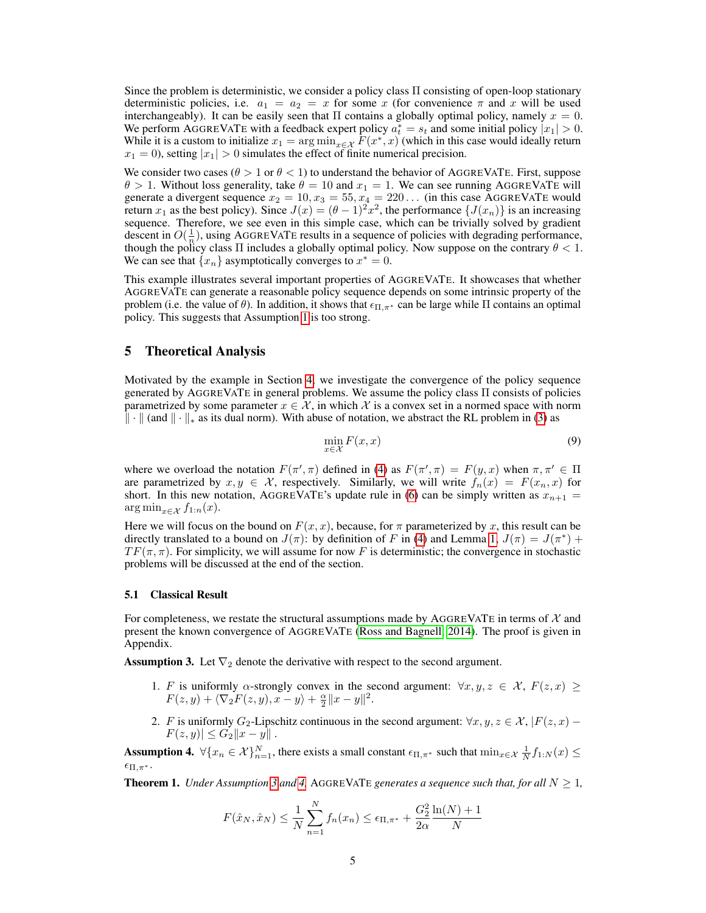Since the problem is deterministic, we consider a policy class $\Pi$ consisting of open-loop stationary deterministic policies, i.e. $a_1 = a_2 = x$ for some $x$ (for convenience $\pi$ and $x$ will be used interchangeably). It can be easily seen that $\Pi$ contains a globally optimal policy, namely $x = 0$. We perform AGGREVATE with a feedback expert policy $a_t^* = s_t$ and some initial policy $|x_1| > 0$. While it is a custom to initialize $x_1 = \arg\min_{x \in \mathcal{X}} F(x^*, x)$ (which in this case would ideally return $x_1 = 0$), setting $|x_1| > 0$ simulates the effect of finite numerical precision.

We consider two cases ($\theta > 1$ or $\theta < 1$) to understand the behavior of AGGREVATE. First, suppose $\theta > 1$. Without loss generality, take $\theta = 10$ and $x_1 = 1$. We can see running AGGREVATE will generate a divergent sequence $x_2 = 10, x_3 = 55, x_4 = 220 \ldots$ (in this case AGGREVATE would return $x_1$ as the best policy). Since $J(x) = (\theta - 1)^2 x^2$, the performance $\{J(x_n)\}$ is an increasing sequence. Therefore, we see even in this simple case, which can be trivially solved by gradient descent in $O(\frac{1}{n})$, using AGGREVATE results in a sequence of policies with degrading performance, though the policy class $\Pi$ includes a globally optimal policy. Now suppose on the contrary $\theta < 1$. We can see that $\{x_n\}$ asymptotically converges to $x^* = 0$.

This example illustrates several important properties of AGGREVATE. It showcases that whether AGGREVATE can generate a reasonable policy sequence depends on some intrinsic property of the problem (i.e. the value of $\theta$). In addition, it shows that $\epsilon_{\Pi,\pi^*}$ can be large while $\Pi$ contains an optimal policy. This suggests that Assumption 1 is too strong.

## 5 Theoretical Analysis

Motivated by the example in Section 4, we investigate the convergence of the policy sequence generated by AGGREVATE in general problems. We assume the policy class $\Pi$ consists of policies parametrized by some parameter $x \in \mathcal{X}$, in which $\mathcal{X}$ is a convex set in a normed space with norm $\|\cdot\|$ (and $\|\cdot\|_*$ as its dual norm). With abuse of notation, we abstract the RL problem in (3) as

$$\min_{x \in \mathcal{X}} F(x, x) \tag{9}$$

where we overload the notation $F(\pi', \pi)$ defined in (4) as $F(\pi', \pi) = F(y, x)$ when $\pi, \pi' \in \Pi$ are parametrized by $x, y \in \mathcal{X}$, respectively. Similarly, we will write $f_n(x) = F(x_n, x)$ for short. In this new notation, AGGREVATE's update rule in (6) can be simply written as $x_{n+1} = \arg\min_{x \in \mathcal{X}} f_{1:n}(x)$.

Here we will focus on the bound on $F(x, x)$, because, for $\pi$ parameterized by $x$, this result can be directly translated to a bound on $J(\pi)$: by definition of $F$ in (4) and Lemma 1, $J(\pi) = J(\pi^*) + TF(\pi, \pi)$. For simplicity, we will assume for now $F$ is deterministic; the convergence in stochastic problems will be discussed at the end of the section.

### 5.1 Classical Result

For completeness, we restate the structural assumptions made by AGGREVATE in terms of $\mathcal{X}$ and present the known convergence of AGGREVATE (Ross and Bagnell, 2014). The proof is given in Appendix.

**Assumption 3.** Let $\nabla_2$ denote the derivative with respect to the second argument.

1. $F$ is uniformly $\alpha$-strongly convex in the second argument: $\forall x, y, z \in \mathcal{X}$, $F(z, x) \geq F(z, y) + \langle \nabla_2 F(z, y), x - y \rangle + \frac{\alpha}{2}\|x - y\|^2$.
2. $F$ is uniformly $G_2$-Lipschitz continuous in the second argument: $\forall x, y, z \in \mathcal{X}$, $|F(z, x) - F(z, y)| \leq G_2 \|x - y\|$.

**Assumption 4.** $\forall \{x_n \in \mathcal{X}\}_{n=1}^N$, there exists a small constant $\epsilon_{\Pi,\pi^*}$ such that $\min_{x \in \mathcal{X}} \frac{1}{N} f_{1:N}(x) \leq \epsilon_{\Pi,\pi^*}$.

**Theorem 1.** *Under Assumption 3 and 4, AGGREVATE generates a sequence such that, for all $N \geq 1$,*

$$F(\hat{x}_N, \hat{x}_N) \leq \frac{1}{N}\sum_{n=1}^{N} f_n(x_n) \leq \epsilon_{\Pi,\pi^*} + \frac{G_2^2}{2\alpha}\frac{\ln(N) + 1}{N}$$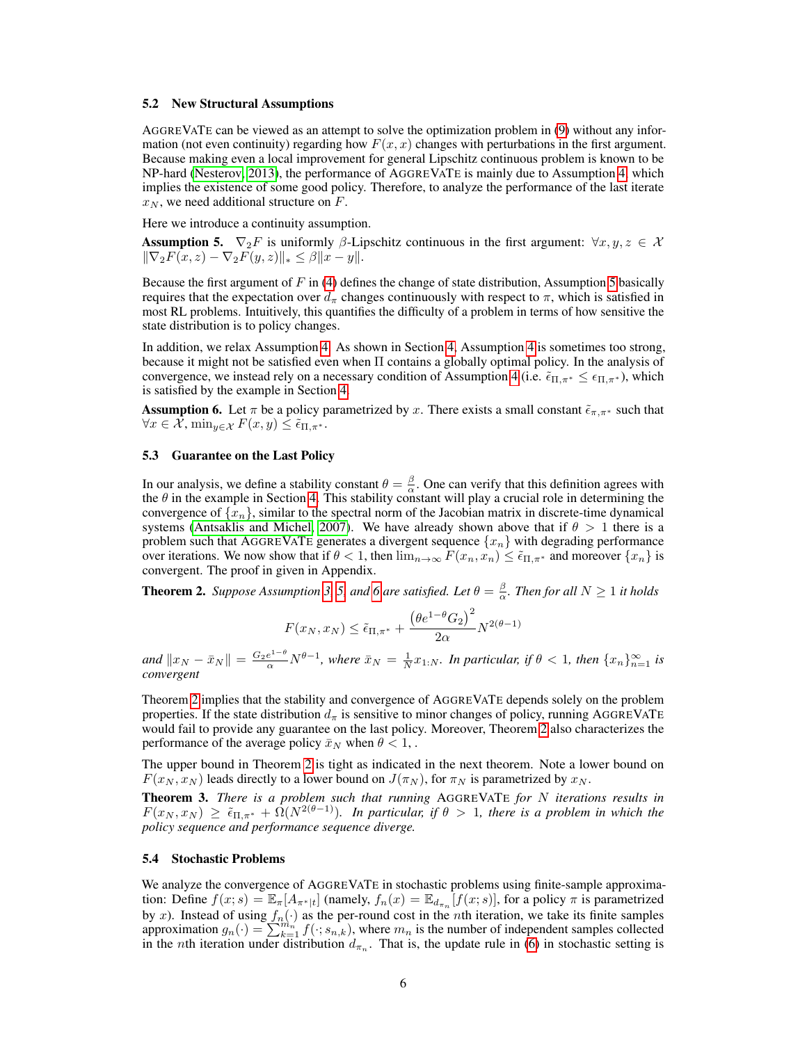### 5.2 New Structural Assumptions

AGGREVATE can be viewed as an attempt to solve the optimization problem in (9) without any information (not even continuity) regarding how $F(x, x)$ changes with perturbations in the first argument. Because making even a local improvement for general Lipschitz continuous problem is known to be NP-hard (Nesterov, 2013), the performance of AGGREVATE is mainly due to Assumption 4, which implies the existence of some good policy. Therefore, to analyze the performance of the last iterate $x_N$, we need additional structure on $F$.

Here we introduce a continuity assumption.

**Assumption 5.** $\nabla_2 F$ is uniformly $\beta$-Lipschitz continuous in the first argument: $\forall x, y, z \in \mathcal{X}$ $\|\nabla_2 F(x, z) - \nabla_2 F(y, z)\|_* \leq \beta \|x - y\|$.

Because the first argument of $F$ in (4) defines the change of state distribution, Assumption 5 basically requires that the expectation over $d_\pi$ changes continuously with respect to $\pi$, which is satisfied in most RL problems. Intuitively, this quantifies the difficulty of a problem in terms of how sensitive the state distribution is to policy changes.

In addition, we relax Assumption 4. As shown in Section 4, Assumption 4 is sometimes too strong, because it might not be satisfied even when $\Pi$ contains a globally optimal policy. In the analysis of convergence, we instead rely on a necessary condition of Assumption 4 (i.e. $\tilde{\epsilon}_{\Pi,\pi^*} \leq \epsilon_{\Pi,\pi^*}$), which is satisfied by the example in Section 4.

**Assumption 6.** Let $\pi$ be a policy parametrized by $x$. There exists a small constant $\tilde{\epsilon}_{\pi,\pi^*}$ such that $\forall x \in \mathcal{X}$, $\min_{y \in \mathcal{X}} F(x, y) \leq \tilde{\epsilon}_{\Pi,\pi^*}$.

### 5.3 Guarantee on the Last Policy

In our analysis, we define a stability constant $\theta = \frac{\beta}{\alpha}$. One can verify that this definition agrees with the $\theta$ in the example in Section 4. This stability constant will play a crucial role in determining the convergence of $\{x_n\}$, similar to the spectral norm of the Jacobian matrix in discrete-time dynamical systems (Antsaklis and Michel, 2007). We have already shown above that if $\theta > 1$ there is a problem such that AGGREVATE generates a divergent sequence $\{x_n\}$ with degrading performance over iterations. We now show that if $\theta < 1$, then $\lim_{n\to\infty} F(x_n, x_n) \leq \tilde{\epsilon}_{\Pi,\pi^*}$ and moreover $\{x_n\}$ is convergent. The proof in given in Appendix.

**Theorem 2.** *Suppose Assumption 3, 5, and 6 are satisfied. Let $\theta = \frac{\beta}{\alpha}$. Then for all $N \geq 1$ it holds*

$$F(x_N, x_N) \leq \tilde{\epsilon}_{\Pi,\pi^*} + \frac{\left(\theta e^{1-\theta} G_2\right)^2}{2\alpha} N^{2(\theta-1)}$$

*and $\|x_N - \bar{x}_N\| = \frac{G_2 e^{1-\theta}}{\alpha} N^{\theta-1}$, where $\bar{x}_N = \frac{1}{N} x_{1:N}$. In particular, if $\theta < 1$, then $\{x_n\}_{n=1}^\infty$ is convergent*

Theorem 2 implies that the stability and convergence of AGGREVATE depends solely on the problem properties. If the state distribution $d_\pi$ is sensitive to minor changes of policy, running AGGREVATE would fail to provide any guarantee on the last policy. Moreover, Theorem 2 also characterizes the performance of the average policy $\bar{x}_N$ when $\theta < 1$, .

The upper bound in Theorem 2 is tight as indicated in the next theorem. Note a lower bound on $F(x_N, x_N)$ leads directly to a lower bound on $J(\pi_N)$, for $\pi_N$ is parametrized by $x_N$.

**Theorem 3.** *There is a problem such that running AGGREVATE for $N$ iterations results in $F(x_N, x_N) \geq \tilde{\epsilon}_{\Pi,\pi^*} + \Omega(N^{2(\theta-1)})$. In particular, if $\theta > 1$, there is a problem in which the policy sequence and performance sequence diverge.*

### 5.4 Stochastic Problems

We analyze the convergence of AGGREVATE in stochastic problems using finite-sample approximation: Define $f(x; s) = \mathbb{E}_\pi[A_{\pi^*|t}]$ (namely, $f_n(x) = \mathbb{E}_{d_{\pi_n}}[f(x; s)]$, for a policy $\pi$ is parametrized by $x$). Instead of using $f_n(\cdot)$ as the per-round cost in the $n$th iteration, we take its finite samples approximation $g_n(\cdot) = \sum_{k=1}^{m_n} f(\cdot; s_{n,k})$, where $m_n$ is the number of independent samples collected in the $n$th iteration under distribution $d_{\pi_n}$. That is, the update rule in (6) in stochastic setting is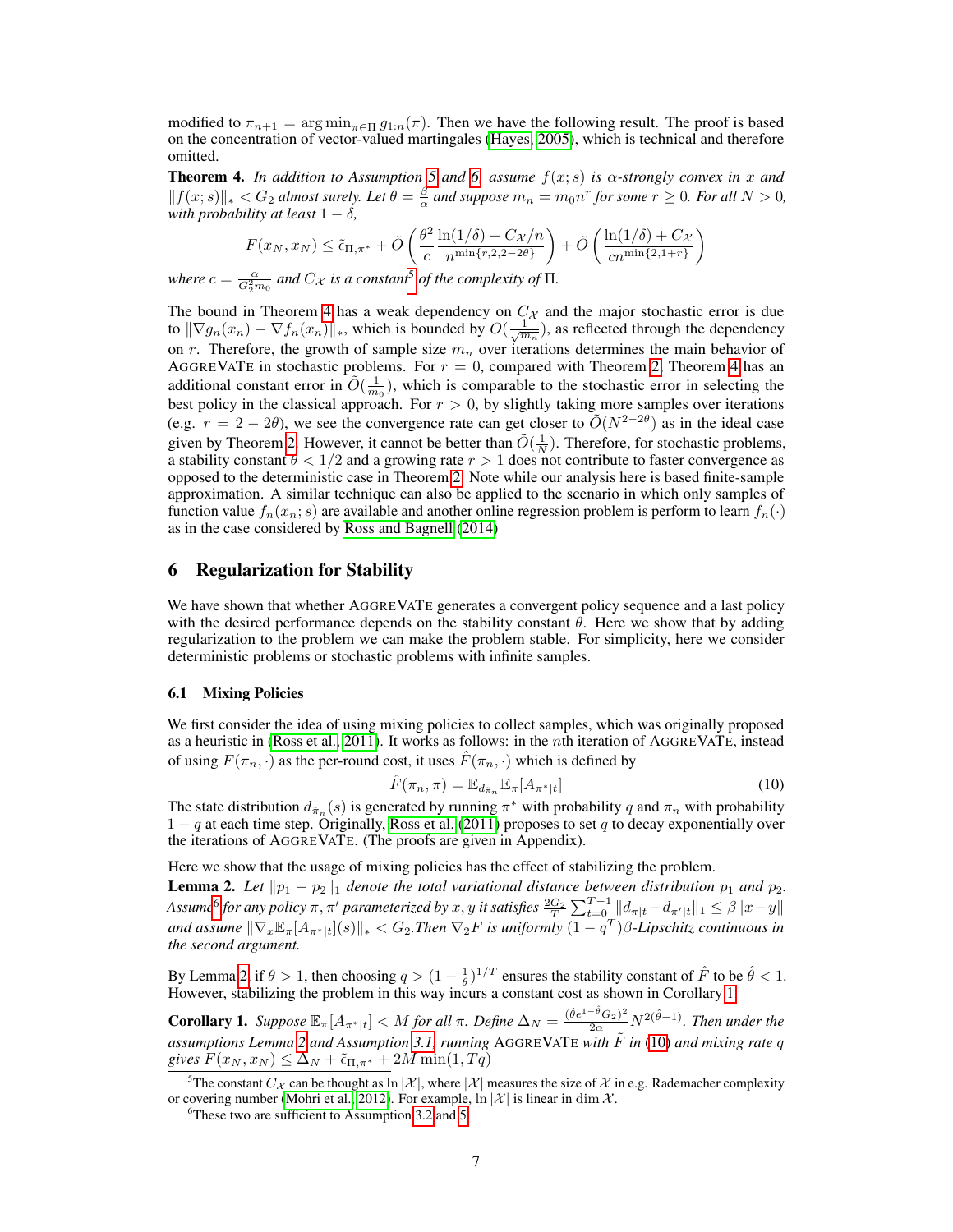modified to $\pi_{n+1} = \arg\min_{\pi \in \Pi} g_{1:n}(\pi)$. Then we have the following result. The proof is based on the concentration of vector-valued martingales (Hayes, 2005), which is technical and therefore omitted.

**Theorem 4.** *In addition to Assumption 5 and 6, assume $f(x;s)$ is $\alpha$-strongly convex in $x$ and $\|f(x;s)\|_* < G_2$ almost surely. Let $\theta = \frac{\beta}{\alpha}$ and suppose $m_n = m_0 n^r$ for some $r \geq 0$. For all $N > 0$, with probability at least $1-\delta$,*

$$F(x_N, x_N) \leq \tilde{\epsilon}_{\Pi,\pi^*} + \tilde{O}\left(\frac{\theta^2}{c}\frac{\ln(1/\delta) + C_{\mathcal{X}}/n}{n^{\min\{r,2,2-2\theta\}}}\right) + \tilde{O}\left(\frac{\ln(1/\delta) + C_{\mathcal{X}}}{cn^{\min\{2,1+r\}}}\right)$$

*where $c = \frac{\alpha}{G_2^2 m_0}$ and $C_{\mathcal{X}}$ is a constant*[5] *of the complexity of* $\Pi$.

The bound in Theorem 4 has a weak dependency on $C_{\mathcal{X}}$ and the major stochastic error is due to $\|\nabla g_n(x_n) - \nabla f_n(x_n)\|_*$, which is bounded by $O(\frac{1}{\sqrt{m_n}})$, as reflected through the dependency on $r$. Therefore, the growth of sample size $m_n$ over iterations determines the main behavior of AGGREVATE in stochastic problems. For $r = 0$, compared with Theorem 2, Theorem 4 has an additional constant error in $\tilde{O}(\frac{1}{m_0})$, which is comparable to the stochastic error in selecting the best policy in the classical approach. For $r > 0$, by slightly taking more samples over iterations (e.g. $r = 2 - 2\theta$), we see the convergence rate can get closer to $\tilde{O}(N^{2-2\theta})$ as in the ideal case given by Theorem 2. However, it cannot be better than $\tilde{O}(\frac{1}{N})$. Therefore, for stochastic problems, a stability constant $\theta < 1/2$ and a growing rate $r > 1$ does not contribute to faster convergence as opposed to the deterministic case in Theorem 2. Note while our analysis here is based finite-sample approximation. A similar technique can also be applied to the scenario in which only samples of function value $f_n(x_n; s)$ are available and another online regression problem is perform to learn $f_n(\cdot)$ as in the case considered by Ross and Bagnell (2014)

## 6 Regularization for Stability

We have shown that whether AGGREVATE generates a convergent policy sequence and a last policy with the desired performance depends on the stability constant $\theta$. Here we show that by adding regularization to the problem we can make the problem stable. For simplicity, here we consider deterministic problems or stochastic problems with infinite samples.

### 6.1 Mixing Policies

We first consider the idea of using mixing policies to collect samples, which was originally proposed as a heuristic in (Ross et al., 2011). It works as follows: in the $n$th iteration of AGGREVATE, instead of using $F(\pi_n, \cdot)$ as the per-round cost, it uses $\hat{F}(\pi_n, \cdot)$ which is defined by

$$\hat{F}(\pi_n, \pi) = \mathbb{E}_{d_{\tilde{\pi}_n}} \mathbb{E}_{\pi}[A_{\pi^*|t}] \tag{10}$$

The state distribution $d_{\tilde{\pi}_n}(s)$ is generated by running $\pi^*$ with probability $q$ and $\pi_n$ with probability $1-q$ at each time step. Originally, Ross et al. (2011) proposes to set $q$ to decay exponentially over the iterations of AGGREVATE. (The proofs are given in Appendix).

Here we show that the usage of mixing policies has the effect of stabilizing the problem.

**Lemma 2.** *Let $\|p_1 - p_2\|_1$ denote the total variational distance between distribution $p_1$ and $p_2$. Assume*[6] *for any policy $\pi, \pi'$ parameterized by $x, y$ it satisfies $\frac{2G_2}{T}\sum_{t=0}^{T-1}\|d_{\pi|t} - d_{\pi'|t}\|_1 \leq \beta\|x-y\|$ and assume $\|\nabla_x \mathbb{E}_\pi[A_{\pi^*|t}](s)\|_* < G_2$. Then $\nabla_2 F$ is uniformly $(1-q^T)\beta$-Lipschitz continuous in the second argument.*

By Lemma 2, if $\theta > 1$, then choosing $q > (1 - \frac{1}{\theta})^{1/T}$ ensures the stability constant of $\hat{F}$ to be $\hat{\theta} < 1$. However, stabilizing the problem in this way incurs a constant cost as shown in Corollary 1.

**Corollary 1.** *Suppose $\mathbb{E}_\pi[A_{\pi^*|t}] < M$ for all $\pi$. Define $\Delta_N = \frac{(\hat{\theta}e^{1-\hat{\theta}}G_2)^2}{2\alpha}N^{2(\hat{\theta}-1)}$. Then under the assumptions Lemma 2 and Assumption 3.1, running* AGGREVATE *with $\tilde{F}$ in (10) and mixing rate $q$ gives $F(x_N, x_N) \leq \Delta_N + \tilde{\epsilon}_{\Pi,\pi^*} + 2M\min(1, Tq)$*

[5] The constant $C_{\mathcal{X}}$ can be thought as $\ln|\mathcal{X}|$, where $|\mathcal{X}|$ measures the size of $\mathcal{X}$ in e.g. Rademacher complexity or covering number (Mohri et al., 2012). For example, $\ln|\mathcal{X}|$ is linear in $\dim \mathcal{X}$.

[6] These two are sufficient to Assumption 3.2 and 5.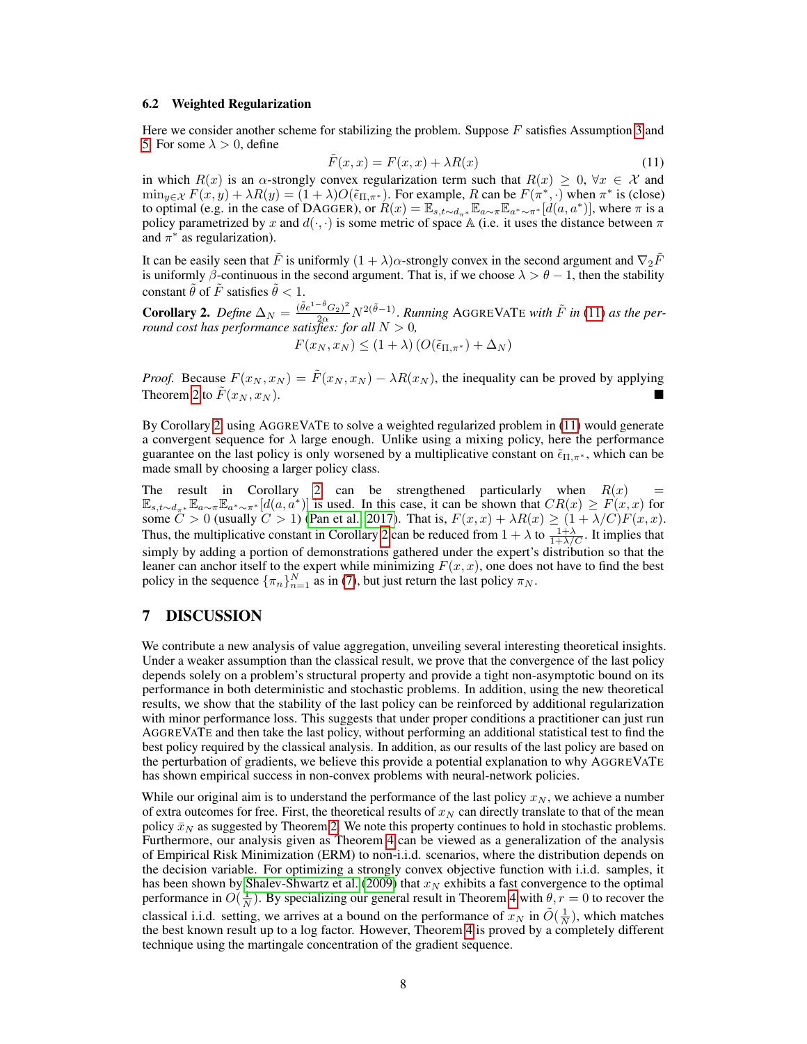### 6.2 Weighted Regularization

Here we consider another scheme for stabilizing the problem. Suppose $F$ satisfies Assumption 3 and 5. For some $\lambda > 0$, define

$$\tilde{F}(x,x) = F(x,x) + \lambda R(x) \tag{11}$$

in which $R(x)$ is an $\alpha$-strongly convex regularization term such that $R(x) \geq 0$, $\forall x \in \mathcal{X}$ and $\min_{y \in \mathcal{X}} F(x,y) + \lambda R(y) = (1+\lambda)O(\tilde{\epsilon}_{\Pi,\pi^*})$. For example, $R$ can be $F(\pi^*, \cdot)$ when $\pi^*$ is (close) to optimal (e.g. in the case of DAGGER), or $R(x) = \mathbb{E}_{s,t\sim d_{\pi^*}} \mathbb{E}_{a\sim\pi} \mathbb{E}_{a^*\sim\pi^*}[d(a,a^*)]$, where $\pi$ is a policy parametrized by $x$ and $d(\cdot,\cdot)$ is some metric of space $\mathbb{A}$ (i.e. it uses the distance between $\pi$ and $\pi^*$ as regularization).

It can be easily seen that $\tilde{F}$ is uniformly $(1+\lambda)\alpha$-strongly convex in the second argument and $\nabla_2 \tilde{F}$ is uniformly $\beta$-continuous in the second argument. That is, if we choose $\lambda > \theta - 1$, then the stability constant $\tilde{\theta}$ of $\tilde{F}$ satisfies $\tilde{\theta} < 1$.

**Corollary 2.** *Define* $\Delta_N = \frac{(\tilde{\theta} e^{1-\tilde{\theta}} G_2)^2}{2\alpha} N^{2(\tilde{\theta}-1)}$. *Running* AGGREVATE *with* $\tilde{F}$ *in* (11) *as the per-round cost has performance satisfies: for all* $N > 0$,

$$F(x_N, x_N) \leq (1+\lambda)\left(O(\tilde{\epsilon}_{\Pi,\pi^*}) + \Delta_N\right)$$

*Proof.* Because $F(x_N, x_N) = \tilde{F}(x_N, x_N) - \lambda R(x_N)$, the inequality can be proved by applying Theorem 2 to $\tilde{F}(x_N, x_N)$. ∎

By Corollary 2, using AGGREVATE to solve a weighted regularized problem in (11) would generate a convergent sequence for $\lambda$ large enough. Unlike using a mixing policy, here the performance guarantee on the last policy is only worsened by a multiplicative constant on $\tilde{\epsilon}_{\Pi,\pi^*}$, which can be made small by choosing a larger policy class.

The result in Corollary 2 can be strengthened particularly when $R(x) = \mathbb{E}_{s,t\sim d_{\pi^*}} \mathbb{E}_{a\sim\pi} \mathbb{E}_{a^*\sim\pi^*}[d(a,a^*)]$ is used. In this case, it can be shown that $CR(x) \geq F(x,x)$ for some $C > 0$ (usually $C > 1$) (Pan et al. 2017). That is, $F(x,x) + \lambda R(x) \geq (1+\lambda/C)F(x,x)$. Thus, the multiplicative constant in Corollary 2 can be reduced from $1+\lambda$ to $\frac{1+\lambda}{1+\lambda/C}$. It implies that simply by adding a portion of demonstrations gathered under the expert's distribution so that the leaner can anchor itself to the expert while minimizing $F(x,x)$, one does not have to find the best policy in the sequence $\{\pi_n\}_{n=1}^N$ as in (7), but just return the last policy $\pi_N$.

## 7 DISCUSSION

We contribute a new analysis of value aggregation, unveiling several interesting theoretical insights. Under a weaker assumption than the classical result, we prove that the convergence of the last policy depends solely on a problem's structural property and provide a tight non-asymptotic bound on its performance in both deterministic and stochastic problems. In addition, using the new theoretical results, we show that the stability of the last policy can be reinforced by additional regularization with minor performance loss. This suggests that under proper conditions a practitioner can just run AGGREVATE and then take the last policy, without performing an additional statistical test to find the best policy required by the classical analysis. In addition, as our results of the last policy are based on the perturbation of gradients, we believe this provide a potential explanation to why AGGREVATE has shown empirical success in non-convex problems with neural-network policies.

While our original aim is to understand the performance of the last policy $x_N$, we achieve a number of extra outcomes for free. First, the theoretical results of $x_N$ can directly translate to that of the mean policy $\bar{x}_N$ as suggested by Theorem 2. We note this property continues to hold in stochastic problems. Furthermore, our analysis given as Theorem 4 can be viewed as a generalization of the analysis of Empirical Risk Minimization (ERM) to non-i.i.d. scenarios, where the distribution depends on the decision variable. For optimizing a strongly convex objective function with i.i.d. samples, it has been shown by Shalev-Shwartz et al. (2009) that $x_N$ exhibits a fast convergence to the optimal performance in $O(\frac{1}{N})$. By specializing our general result in Theorem 4 with $\theta, r = 0$ to recover the classical i.i.d. setting, we arrives at a bound on the performance of $x_N$ in $\tilde{O}(\frac{1}{N})$, which matches the best known result up to a log factor. However, Theorem 4 is proved by a completely different technique using the martingale concentration of the gradient sequence.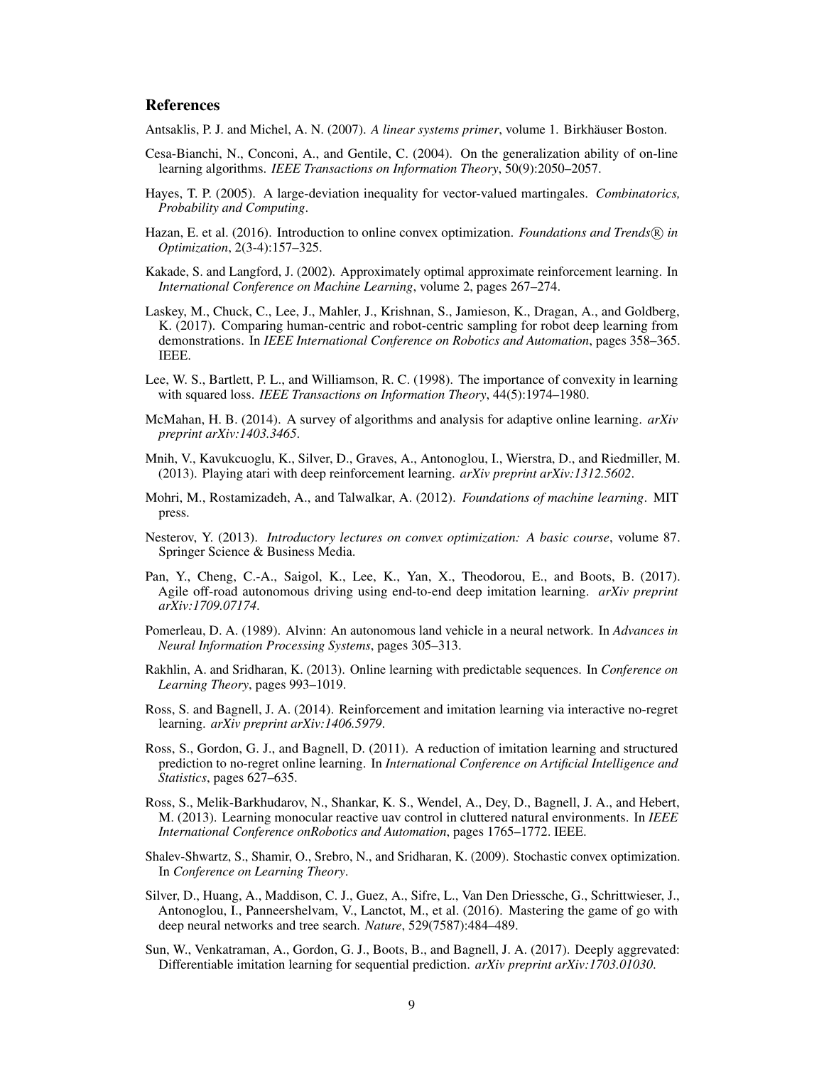## References

Antsaklis, P. J. and Michel, A. N. (2007). *A linear systems primer*, volume 1. Birkhäuser Boston.

Cesa-Bianchi, N., Conconi, A., and Gentile, C. (2004). On the generalization ability of on-line learning algorithms. *IEEE Transactions on Information Theory*, 50(9):2050–2057.

Hayes, T. P. (2005). A large-deviation inequality for vector-valued martingales. *Combinatorics, Probability and Computing*.

Hazan, E. et al. (2016). Introduction to online convex optimization. *Foundations and Trends® in Optimization*, 2(3-4):157–325.

Kakade, S. and Langford, J. (2002). Approximately optimal approximate reinforcement learning. In *International Conference on Machine Learning*, volume 2, pages 267–274.

Laskey, M., Chuck, C., Lee, J., Mahler, J., Krishnan, S., Jamieson, K., Dragan, A., and Goldberg, K. (2017). Comparing human-centric and robot-centric sampling for robot deep learning from demonstrations. In *IEEE International Conference on Robotics and Automation*, pages 358–365. IEEE.

Lee, W. S., Bartlett, P. L., and Williamson, R. C. (1998). The importance of convexity in learning with squared loss. *IEEE Transactions on Information Theory*, 44(5):1974–1980.

McMahan, H. B. (2014). A survey of algorithms and analysis for adaptive online learning. *arXiv preprint arXiv:1403.3465*.

Mnih, V., Kavukcuoglu, K., Silver, D., Graves, A., Antonoglou, I., Wierstra, D., and Riedmiller, M. (2013). Playing atari with deep reinforcement learning. *arXiv preprint arXiv:1312.5602*.

Mohri, M., Rostamizadeh, A., and Talwalkar, A. (2012). *Foundations of machine learning*. MIT press.

Nesterov, Y. (2013). *Introductory lectures on convex optimization: A basic course*, volume 87. Springer Science & Business Media.

Pan, Y., Cheng, C.-A., Saigol, K., Lee, K., Yan, X., Theodorou, E., and Boots, B. (2017). Agile off-road autonomous driving using end-to-end deep imitation learning. *arXiv preprint arXiv:1709.07174*.

Pomerleau, D. A. (1989). Alvinn: An autonomous land vehicle in a neural network. In *Advances in Neural Information Processing Systems*, pages 305–313.

Rakhlin, A. and Sridharan, K. (2013). Online learning with predictable sequences. In *Conference on Learning Theory*, pages 993–1019.

Ross, S. and Bagnell, J. A. (2014). Reinforcement and imitation learning via interactive no-regret learning. *arXiv preprint arXiv:1406.5979*.

Ross, S., Gordon, G. J., and Bagnell, D. (2011). A reduction of imitation learning and structured prediction to no-regret online learning. In *International Conference on Artificial Intelligence and Statistics*, pages 627–635.

Ross, S., Melik-Barkhudarov, N., Shankar, K. S., Wendel, A., Dey, D., Bagnell, J. A., and Hebert, M. (2013). Learning monocular reactive uav control in cluttered natural environments. In *IEEE International Conference onRobotics and Automation*, pages 1765–1772. IEEE.

Shalev-Shwartz, S., Shamir, O., Srebro, N., and Sridharan, K. (2009). Stochastic convex optimization. In *Conference on Learning Theory*.

Silver, D., Huang, A., Maddison, C. J., Guez, A., Sifre, L., Van Den Driessche, G., Schrittwieser, J., Antonoglou, I., Panneershelvam, V., Lanctot, M., et al. (2016). Mastering the game of go with deep neural networks and tree search. *Nature*, 529(7587):484–489.

Sun, W., Venkatraman, A., Gordon, G. J., Boots, B., and Bagnell, J. A. (2017). Deeply aggrevated: Differentiable imitation learning for sequential prediction. *arXiv preprint arXiv:1703.01030*.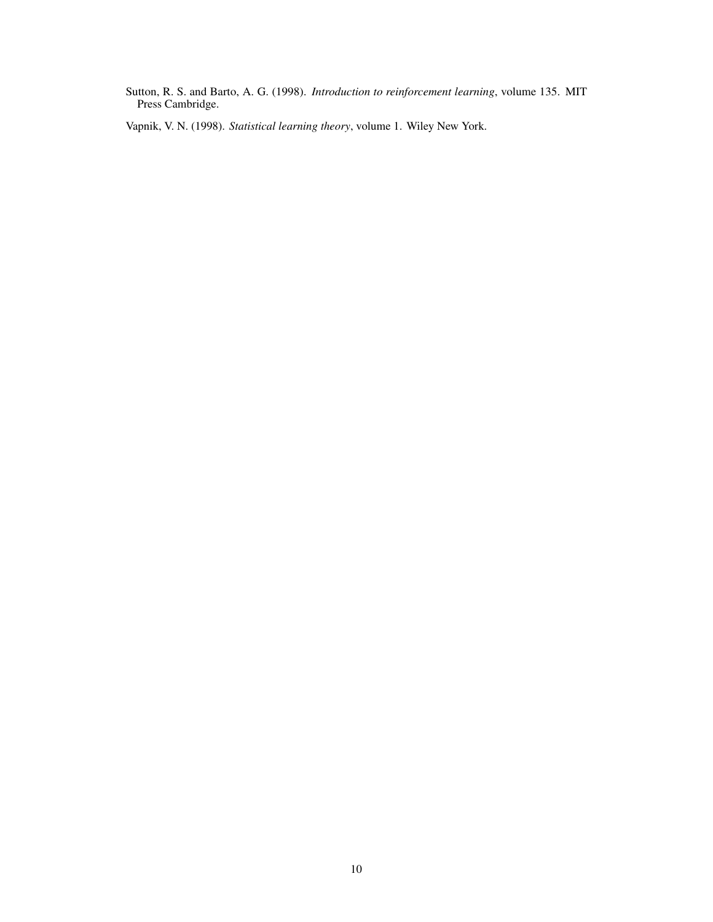Sutton, R. S. and Barto, A. G. (1998). *Introduction to reinforcement learning*, volume 135. MIT Press Cambridge.

Vapnik, V. N. (1998). *Statistical learning theory*, volume 1. Wiley New York.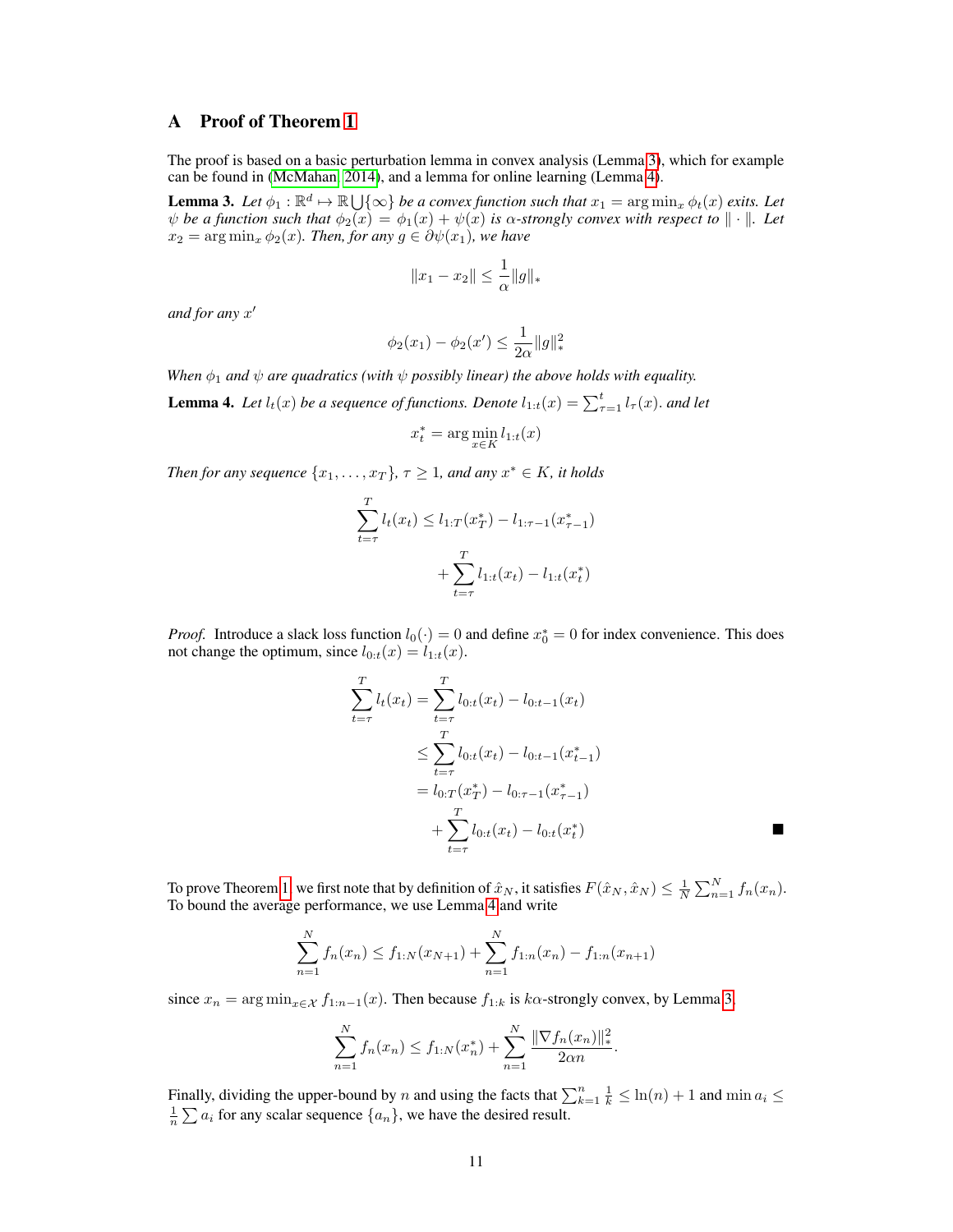## A Proof of Theorem 1

The proof is based on a basic perturbation lemma in convex analysis (Lemma 3), which for example can be found in (McMahan, 2014), and a lemma for online learning (Lemma 4).

**Lemma 3.** *Let $\phi_1 : \mathbb{R}^d \mapsto \mathbb{R} \bigcup \{\infty\}$ be a convex function such that $x_1 = \arg\min_x \phi_t(x)$ exits. Let $\psi$ be a function such that $\phi_2(x) = \phi_1(x) + \psi(x)$ is $\alpha$-strongly convex with respect to $\| \cdot \|$. Let $x_2 = \arg\min_x \phi_2(x)$. Then, for any $g \in \partial\psi(x_1)$, we have*

$$
\|x_1 - x_2\| \leq \frac{1}{\alpha}\|g\|_*
$$

*and for any $x'$*

$$
\phi_2(x_1) - \phi_2(x') \leq \frac{1}{2\alpha}\|g\|_*^2
$$

*When $\phi_1$ and $\psi$ are quadratics (with $\psi$ possibly linear) the above holds with equality.*

**Lemma 4.** *Let $l_t(x)$ be a sequence of functions. Denote $l_{1:t}(x) = \sum_{\tau=1}^{t} l_\tau(x)$. and let*

$$
x_t^* = \arg\min_{x \in K} l_{1:t}(x)
$$

*Then for any sequence $\{x_1, \dots, x_T\}$, $\tau \geq 1$, and any $x^* \in K$, it holds*

$$
\begin{aligned}
\sum_{t=\tau}^{T} l_t(x_t) \leq l_{1:T}(x_T^*) - l_{1:\tau-1}(x_{\tau-1}^*) \\
+ \sum_{t=\tau}^{T} l_{1:t}(x_t) - l_{1:t}(x_t^*)
\end{aligned}
$$

*Proof.* Introduce a slack loss function $l_0(\cdot) = 0$ and define $x_0^* = 0$ for index convenience. This does not change the optimum, since $l_{0:t}(x) = l_{1:t}(x)$.

$$
\begin{aligned}
\sum_{t=\tau}^{T} l_t(x_t) &= \sum_{t=\tau}^{T} l_{0:t}(x_t) - l_{0:t-1}(x_t) \\
&\leq \sum_{t=\tau}^{T} l_{0:t}(x_t) - l_{0:t-1}(x_{t-1}^*) \\
&= l_{0:T}(x_T^*) - l_{0:\tau-1}(x_{\tau-1}^*) \\
&\quad + \sum_{t=\tau}^{T} l_{0:t}(x_t) - l_{0:t}(x_t^*)
\end{aligned}
$$

■

To prove Theorem 1, we first note that by definition of $\hat{x}_N$, it satisfies $F(\hat{x}_N, \hat{x}_N) \leq \frac{1}{N}\sum_{n=1}^{N} f_n(x_n)$. To bound the average performance, we use Lemma 4 and write

$$
\sum_{n=1}^{N} f_n(x_n) \leq f_{1:N}(x_{N+1}) + \sum_{n=1}^{N} f_{1:n}(x_n) - f_{1:n}(x_{n+1})
$$

since $x_n = \arg\min_{x \in \mathcal{X}} f_{1:n-1}(x)$. Then because $f_{1:k}$ is $k\alpha$-strongly convex, by Lemma 3,

$$
\sum_{n=1}^{N} f_n(x_n) \leq f_{1:N}(x_n^*) + \sum_{n=1}^{N} \frac{\|\nabla f_n(x_n)\|_*^2}{2\alpha n}.
$$

Finally, dividing the upper-bound by $n$ and using the facts that $\sum_{k=1}^{n} \frac{1}{k} \leq \ln(n) + 1$ and $\min a_i \leq \frac{1}{n}\sum a_i$ for any scalar sequence $\{a_n\}$, we have the desired result.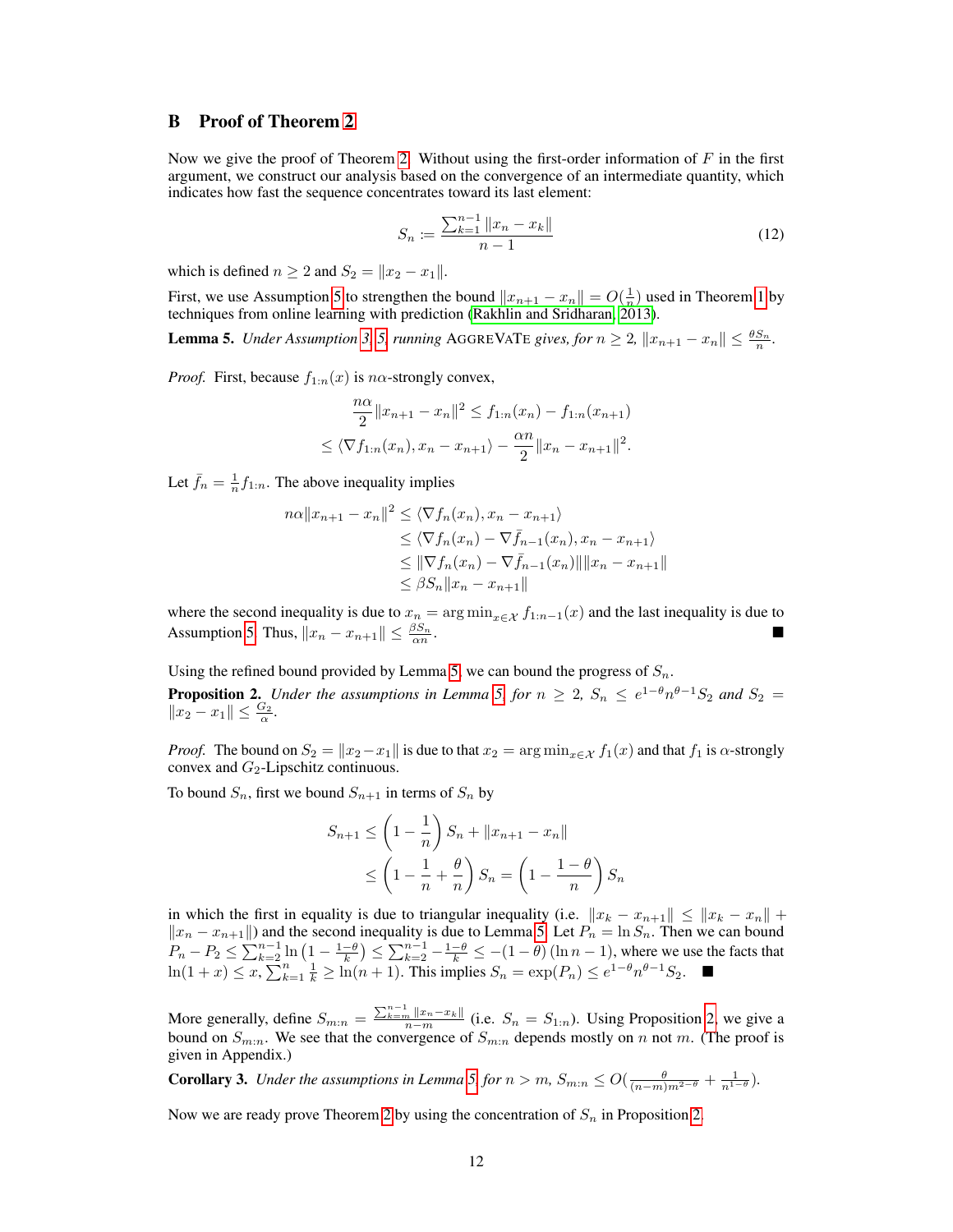# B Proof of Theorem 2

Now we give the proof of Theorem 2. Without using the first-order information of $F$ in the first argument, we construct our analysis based on the convergence of an intermediate quantity, which indicates how fast the sequence concentrates toward its last element:

$$S_n := \frac{\sum_{k=1}^{n-1} \|x_n - x_k\|}{n-1} \tag{12}$$

which is defined $n \geq 2$ and $S_2 = \|x_2 - x_1\|$.

First, we use Assumption 5 to strengthen the bound $\|x_{n+1} - x_n\| = O(\frac{1}{n})$ used in Theorem 1 by techniques from online learning with prediction (Rakhlin and Sridharan, 2013).

**Lemma 5.** *Under Assumption 3, 5, running* AGGREVATE *gives, for $n \geq 2$, $\|x_{n+1} - x_n\| \leq \frac{\theta S_n}{n}$.*

*Proof.* First, because $f_{1:n}(x)$ is $n\alpha$-strongly convex,

$$\begin{aligned}
\frac{n\alpha}{2}\|x_{n+1} - x_n\|^2 &\leq f_{1:n}(x_n) - f_{1:n}(x_{n+1}) \\
&\leq \langle \nabla f_{1:n}(x_n), x_n - x_{n+1} \rangle - \frac{\alpha n}{2}\|x_n - x_{n+1}\|^2.
\end{aligned}$$

Let $\bar{f}_n = \frac{1}{n} f_{1:n}$. The above inequality implies

$$\begin{aligned}
n\alpha \|x_{n+1} - x_n\|^2 &\leq \langle \nabla f_n(x_n), x_n - x_{n+1} \rangle \\
&\leq \langle \nabla f_n(x_n) - \nabla \bar{f}_{n-1}(x_n), x_n - x_{n+1} \rangle \\
&\leq \|\nabla f_n(x_n) - \nabla \bar{f}_{n-1}(x_n)\| \|x_n - x_{n+1}\| \\
&\leq \beta S_n \|x_n - x_{n+1}\|
\end{aligned}$$

where the second inequality is due to $x_n = \arg\min_{x \in \mathcal{X}} f_{1:n-1}(x)$ and the last inequality is due to Assumption 5. Thus, $\|x_n - x_{n+1}\| \leq \frac{\beta S_n}{\alpha n}$. ■

Using the refined bound provided by Lemma 5, we can bound the progress of $S_n$.

**Proposition 2.** *Under the assumptions in Lemma 5, for $n \geq 2$, $S_n \leq e^{1-\theta} n^{\theta - 1} S_2$ and $S_2 = \|x_2 - x_1\| \leq \frac{G_2}{\alpha}$.*

*Proof.* The bound on $S_2 = \|x_2 - x_1\|$ is due to that $x_2 = \arg\min_{x \in \mathcal{X}} f_1(x)$ and that $f_1$ is $\alpha$-strongly convex and $G_2$-Lipschitz continuous.

To bound $S_n$, first we bound $S_{n+1}$ in terms of $S_n$ by

$$\begin{aligned}
S_{n+1} &\leq \left(1 - \frac{1}{n}\right) S_n + \|x_{n+1} - x_n\| \\
&\leq \left(1 - \frac{1}{n} + \frac{\theta}{n}\right) S_n = \left(1 - \frac{1-\theta}{n}\right) S_n
\end{aligned}$$

in which the first in equality is due to triangular inequality (i.e. $\|x_k - x_{n+1}\| \leq \|x_k - x_n\| + \|x_n - x_{n+1}\|$) and the second inequality is due to Lemma 5. Let $P_n = \ln S_n$. Then we can bound $P_n - P_2 \leq \sum_{k=2}^{n-1} \ln\left(1 - \frac{1-\theta}{k}\right) \leq \sum_{k=2}^{n-1} -\frac{1-\theta}{k} \leq -(1-\theta)(\ln n - 1)$, where we use the facts that $\ln(1+x) \leq x$, $\sum_{k=1}^{n} \frac{1}{k} \geq \ln(n+1)$. This implies $S_n = \exp(P_n) \leq e^{1-\theta} n^{\theta-1} S_2$. ■

More generally, define $S_{m:n} = \frac{\sum_{k=m}^{n-1} \|x_n - x_k\|}{n-m}$ (i.e. $S_n = S_{1:n}$). Using Proposition 2, we give a bound on $S_{m:n}$. We see that the convergence of $S_{m:n}$ depends mostly on $n$ not $m$. (The proof is given in Appendix.)

**Corollary 3.** *Under the assumptions in Lemma 5, for $n > m$, $S_{m:n} \leq O(\frac{\theta}{(n-m)m^{2-\theta}} + \frac{1}{n^{1-\theta}})$.*

Now we are ready prove Theorem 2 by using the concentration of $S_n$ in Proposition 2.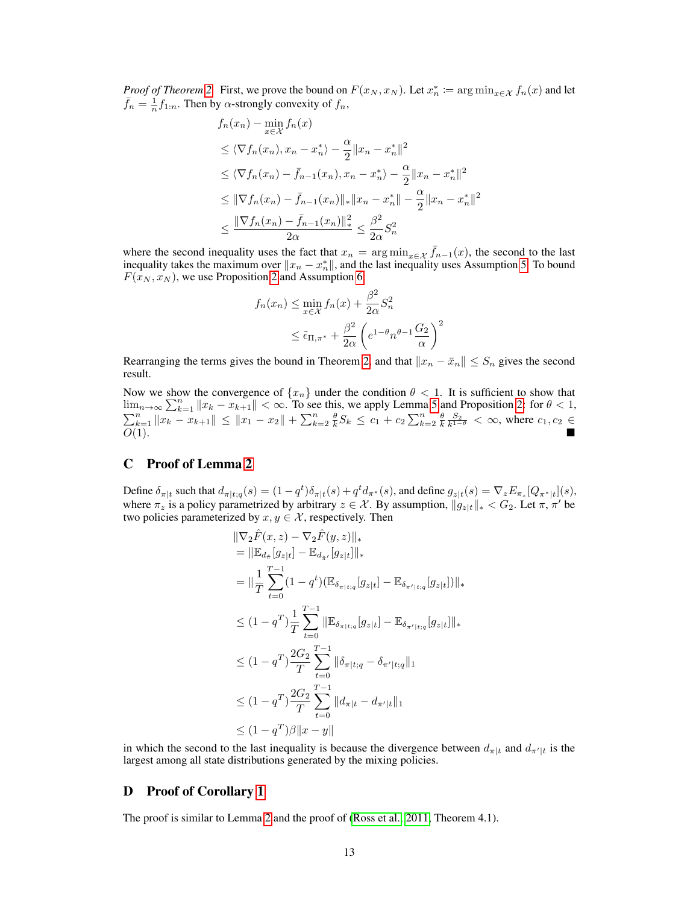*Proof of Theorem 2.* First, we prove the bound on $F(x_N, x_N)$. Let $x_n^* \coloneqq \arg\min_{x\in\mathcal{X}} f_n(x)$ and let $\bar{f}_n = \frac{1}{n} f_{1:n}$. Then by $\alpha$-strongly convexity of $f_n$,

$$
\begin{aligned}
& f_n(x_n) - \min_{x\in\mathcal{X}} f_n(x) \\
& \le \langle \nabla f_n(x_n), x_n - x_n^* \rangle - \frac{\alpha}{2}\|x_n - x_n^*\|^2 \\
& \le \langle \nabla f_n(x_n) - \bar{f}_{n-1}(x_n), x_n - x_n^* \rangle - \frac{\alpha}{2}\|x_n - x_n^*\|^2 \\
& \le \|\nabla f_n(x_n) - \bar{f}_{n-1}(x_n)\|_* \|x_n - x_n^*\| - \frac{\alpha}{2}\|x_n - x_n^*\|^2 \\
& \le \frac{\|\nabla f_n(x_n) - \bar{f}_{n-1}(x_n)\|_*^2}{2\alpha} \le \frac{\beta^2}{2\alpha} S_n^2
\end{aligned}
$$

where the second inequality uses the fact that $x_n = \arg\min_{x\in\mathcal{X}} \bar{f}_{n-1}(x)$, the second to the last inequality takes the maximum over $\|x_n - x_n^*\|$, and the last inequality uses Assumption 5. To bound $F(x_N, x_N)$, we use Proposition 2 and Assumption 6

$$
\begin{aligned}
f_n(x_n) &\le \min_{x\in\mathcal{X}} f_n(x) + \frac{\beta^2}{2\alpha} S_n^2 \\
&\le \tilde{\epsilon}_{\Pi,\pi^*} + \frac{\beta^2}{2\alpha}\left(e^{1-\theta} n^{\theta-1} \frac{G_2}{\alpha}\right)^2
\end{aligned}
$$

Rearranging the terms gives the bound in Theorem 2; and that $\|x_n - \bar{x}_n\| \le S_n$ gives the second result.

Now we show the convergence of $\{x_n\}$ under the condition $\theta < 1$. It is sufficient to show that $\lim_{n\to\infty} \sum_{k=1}^n \|x_k - x_{k+1}\| < \infty$. To see this, we apply Lemma 5 and Proposition 2: for $\theta < 1$, $\sum_{k=1}^n \|x_k - x_{k+1}\| \le \|x_1 - x_2\| + \sum_{k=2}^n \frac{\theta}{k} S_k \le c_1 + c_2 \sum_{k=2}^n \frac{\theta}{k} \frac{S_2}{k^{1-\theta}} < \infty$, where $c_1, c_2 \in O(1)$. ■

## C Proof of Lemma 2

Define $\delta_{\pi|t}$ such that $d_{\pi|t;q}(s) = (1-q^t)\delta_{\pi|t}(s) + q^t d_{\pi^*}(s)$, and define $g_{z|t}(s) = \nabla_z E_{\pi_z}[Q_{\pi^*|t}](s)$, where $\pi_z$ is a policy parametrized by arbitrary $z \in \mathcal{X}$. By assumption, $\|g_{z|t}\|_* < G_2$. Let $\pi$, $\pi'$ be two policies parameterized by $x, y \in \mathcal{X}$, respectively. Then

$$
\begin{aligned}
& \|\nabla_2 \hat{F}(x,z) - \nabla_2 \hat{F}(y,z)\|_* \\
& = \|\mathbb{E}_{d_{\tilde{\pi}}}[g_{z|t}] - \mathbb{E}_{d_{\tilde{\pi}'}}[g_{z|t}]\|_* \\
& = \|\frac{1}{T}\sum_{t=0}^{T-1}(1-q^t)(\mathbb{E}_{\delta_{\pi|t;q}}[g_{z|t}] - \mathbb{E}_{\delta_{\pi'|t;q}}[g_{z|t}])\|_* \\
& \le (1-q^T)\frac{1}{T}\sum_{t=0}^{T-1}\|\mathbb{E}_{\delta_{\pi|t;q}}[g_{z|t}] - \mathbb{E}_{\delta_{\pi'|t;q}}[g_{z|t}]\|_* \\
& \le (1-q^T)\frac{2G_2}{T}\sum_{t=0}^{T-1}\|\delta_{\pi|t;q} - \delta_{\pi'|t;q}\|_1 \\
& \le (1-q^T)\frac{2G_2}{T}\sum_{t=0}^{T-1}\|d_{\pi|t} - d_{\pi'|t}\|_1 \\
& \le (1-q^T)\beta\|x-y\|
\end{aligned}
$$

in which the second to the last inequality is because the divergence between $d_{\pi|t}$ and $d_{\pi'|t}$ is the largest among all state distributions generated by the mixing policies.

## D Proof of Corollary 1

The proof is similar to Lemma 2 and the proof of (Ross et al., 2011, Theorem 4.1).